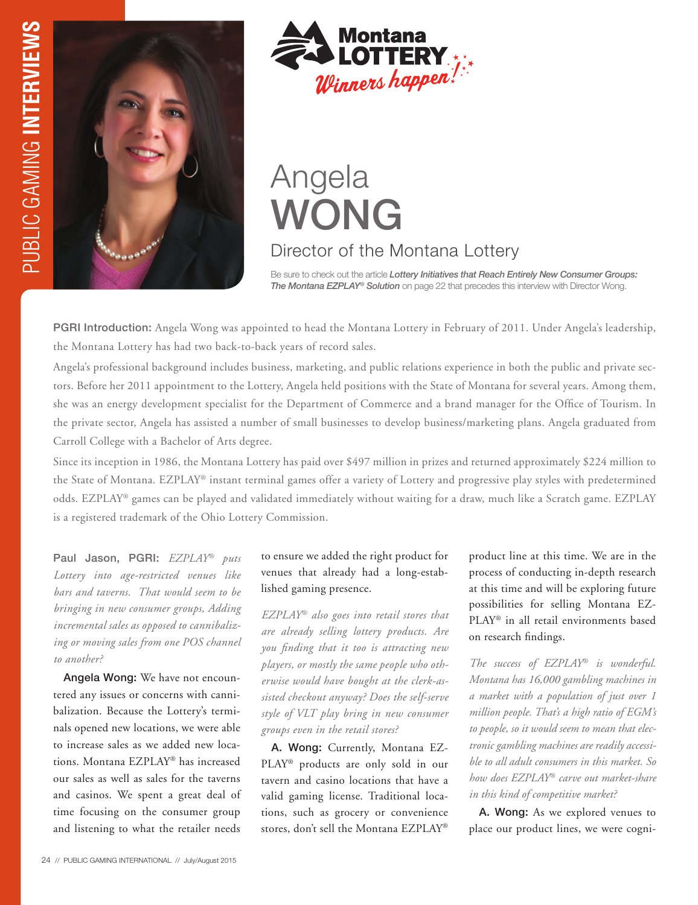# Angela WONG

## Director of the Montana Lottery

Be sure to check out the article ***Lottery Initiatives that Reach Entirely New Consumer Groups: The Montana EZPLAY® Solution*** on page 22 that precedes this interview with Director Wong.

**PGRI Introduction:** Angela Wong was appointed to head the Montana Lottery in February of 2011. Under Angela's leadership, the Montana Lottery has had two back-to-back years of record sales.

Angela's professional background includes business, marketing, and public relations experience in both the public and private sectors. Before her 2011 appointment to the Lottery, Angela held positions with the State of Montana for several years. Among them, she was an energy development specialist for the Department of Commerce and a brand manager for the Office of Tourism. In the private sector, Angela has assisted a number of small businesses to develop business/marketing plans. Angela graduated from Carroll College with a Bachelor of Arts degree.

Since its inception in 1986, the Montana Lottery has paid over $497 million in prizes and returned approximately $224 million to the State of Montana. EZPLAY® instant terminal games offer a variety of Lottery and progressive play styles with predetermined odds. EZPLAY® games can be played and validated immediately without waiting for a draw, much like a Scratch game. EZPLAY is a registered trademark of the Ohio Lottery Commission.

**Paul Jason, PGRI:** *EZPLAY® puts Lottery into age-restricted venues like bars and taverns. That would seem to be bringing in new consumer groups, Adding incremental sales as opposed to cannibalizing or moving sales from one POS channel to another?*

**Angela Wong:** We have not encountered any issues or concerns with cannibalization. Because the Lottery's terminals opened new locations, we were able to increase sales as we added new locations. Montana EZPLAY® has increased our sales as well as sales for the taverns and casinos. We spent a great deal of time focusing on the consumer group and listening to what the retailer needs to ensure we added the right product for venues that already had a long-established gaming presence.

*EZPLAY® also goes into retail stores that are already selling lottery products. Are you finding that it too is attracting new players, or mostly the same people who otherwise would have bought at the clerk-assisted checkout anyway? Does the self-serve style of VLT play bring in new consumer groups even in the retail stores?*

**A. Wong:** Currently, Montana EZPLAY® products are only sold in our tavern and casino locations that have a valid gaming license. Traditional locations, such as grocery or convenience stores, don't sell the Montana EZPLAY® product line at this time. We are in the process of conducting in-depth research at this time and will be exploring future possibilities for selling Montana EZPLAY® in all retail environments based on research findings.

*The success of EZPLAY® is wonderful. Montana has 16,000 gambling machines in a market with a population of just over 1 million people. That's a high ratio of EGM's to people, so it would seem to mean that electronic gambling machines are readily accessible to all adult consumers in this market. So how does EZPLAY® carve out market-share in this kind of competitive market?*

**A. Wong:** As we explored venues to place our product lines, we were cogni-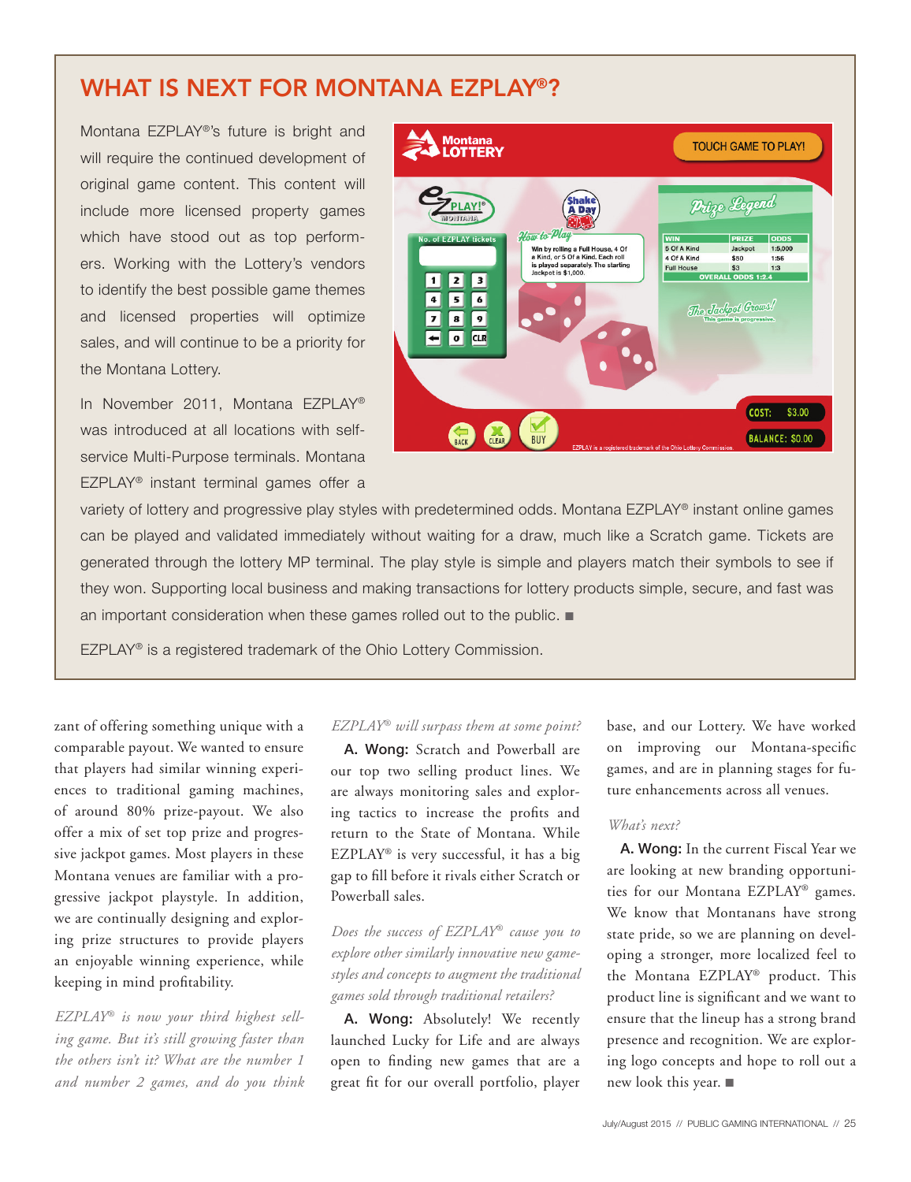## WHAT IS NEXT FOR MONTANA EZPLAY®?

Montana EZPLAY®'s future is bright and will require the continued development of original game content. This content will include more licensed property games which have stood out as top performers. Working with the Lottery's vendors to identify the best possible game themes and licensed properties will optimize sales, and will continue to be a priority for the Montana Lottery.

In November 2011, Montana EZPLAY® was introduced at all locations with self-service Multi-Purpose terminals. Montana EZPLAY® instant terminal games offer a variety of lottery and progressive play styles with predetermined odds. Montana EZPLAY® instant online games can be played and validated immediately without waiting for a draw, much like a Scratch game. Tickets are generated through the lottery MP terminal. The play style is simple and players match their symbols to see if they won. Supporting local business and making transactions for lottery products simple, secure, and fast was an important consideration when these games rolled out to the public. ■

EZPLAY® is a registered trademark of the Ohio Lottery Commission.

zant of offering something unique with a comparable payout. We wanted to ensure that players had similar winning experiences to traditional gaming machines, of around 80% prize-payout. We also offer a mix of set top prize and progressive jackpot games. Most players in these Montana venues are familiar with a progressive jackpot playstyle. In addition, we are continually designing and exploring prize structures to provide players an enjoyable winning experience, while keeping in mind profitability.

*EZPLAY® is now your third highest selling game. But it's still growing faster than the others isn't it? What are the number 1 and number 2 games, and do you think EZPLAY® will surpass them at some point?*

**A. Wong:** Scratch and Powerball are our top two selling product lines. We are always monitoring sales and exploring tactics to increase the profits and return to the State of Montana. While EZPLAY® is very successful, it has a big gap to fill before it rivals either Scratch or Powerball sales.

*Does the success of EZPLAY® cause you to explore other similarly innovative new game-styles and concepts to augment the traditional games sold through traditional retailers?*

**A. Wong:** Absolutely! We recently launched Lucky for Life and are always open to finding new games that are a great fit for our overall portfolio, player base, and our Lottery. We have worked on improving our Montana-specific games, and are in planning stages for future enhancements across all venues.

*What's next?*

**A. Wong:** In the current Fiscal Year we are looking at new branding opportunities for our Montana EZPLAY® games. We know that Montanans have strong state pride, so we are planning on developing a stronger, more localized feel to the Montana EZPLAY® product. This product line is significant and we want to ensure that the lineup has a strong brand presence and recognition. We are exploring logo concepts and hope to roll out a new look this year. ■